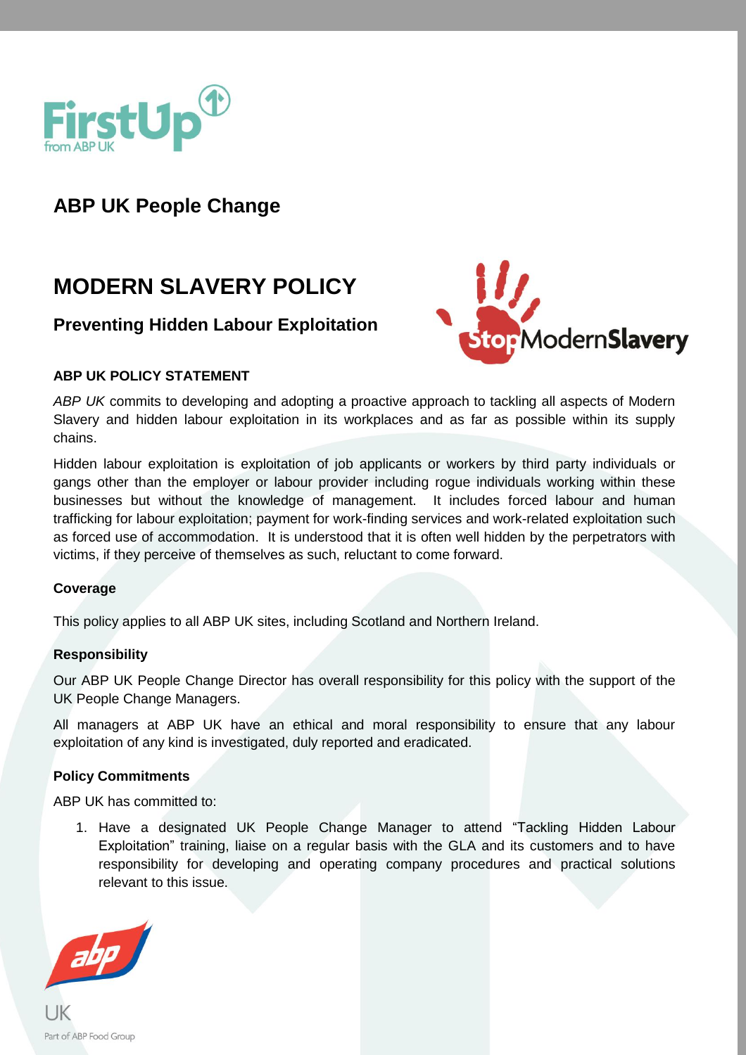## ABP UK People Change

# MODERN SLAVERY POLICY

### Preventing Hidden Labour Exploitation

**ABP UK POLICY STATEMENT**

*ABP UK* commits to developing and adopting a proactive approach to tackling all aspects of Modern Slavery and hidden labour exploitation in its workplaces and as far as possible within its supply chains.

Hidden labour exploitation is exploitation of job applicants or workers by third party individuals or gangs other than the employer or labour provider including rogue individuals working within these businesses but without the knowledge of management. It includes forced labour and human trafficking for labour exploitation; payment for work-finding services and work-related exploitation such as forced use of accommodation. It is understood that it is often well hidden by the perpetrators with victims, if they perceive of themselves as such, reluctant to come forward.

**Coverage**

This policy applies to all ABP UK sites, including Scotland and Northern Ireland.

**Responsibility**

Our ABP UK People Change Director has overall responsibility for this policy with the support of the UK People Change Managers.

All managers at ABP UK have an ethical and moral responsibility to ensure that any labour exploitation of any kind is investigated, duly reported and eradicated.

**Policy Commitments**

ABP UK has committed to:

1. Have a designated UK People Change Manager to attend "Tackling Hidden Labour Exploitation" training, liaise on a regular basis with the GLA and its customers and to have responsibility for developing and operating company procedures and practical solutions relevant to this issue.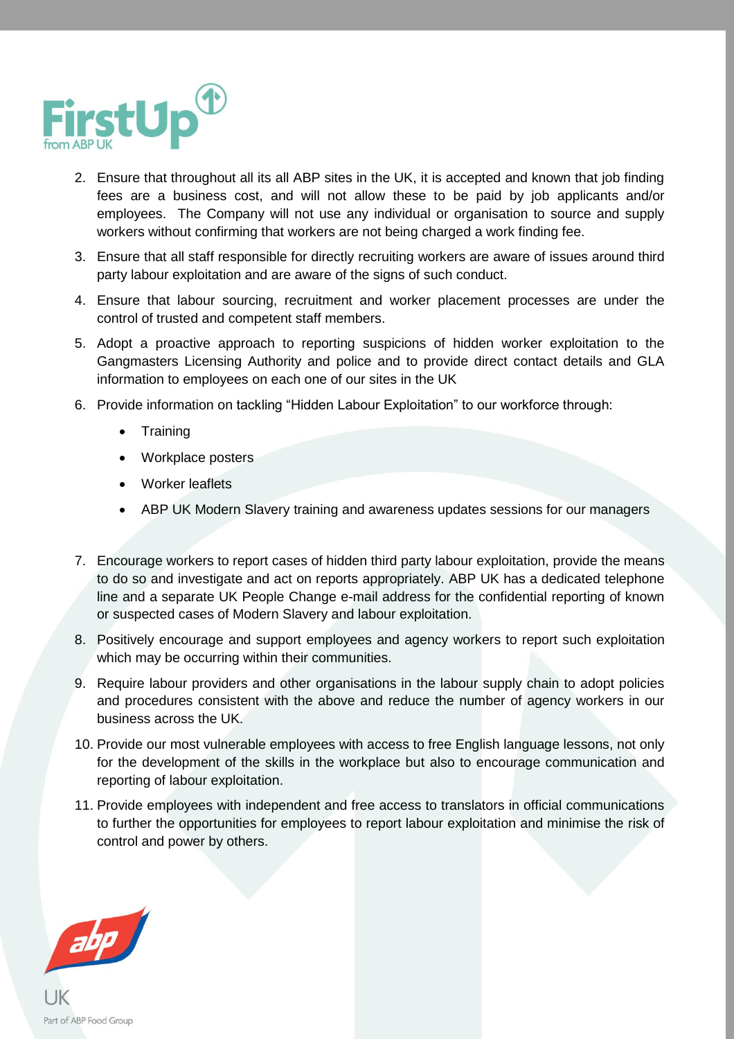2. Ensure that throughout all its all ABP sites in the UK, it is accepted and known that job finding fees are a business cost, and will not allow these to be paid by job applicants and/or employees. The Company will not use any individual or organisation to source and supply workers without confirming that workers are not being charged a work finding fee.
3. Ensure that all staff responsible for directly recruiting workers are aware of issues around third party labour exploitation and are aware of the signs of such conduct.
4. Ensure that labour sourcing, recruitment and worker placement processes are under the control of trusted and competent staff members.
5. Adopt a proactive approach to reporting suspicions of hidden worker exploitation to the Gangmasters Licensing Authority and police and to provide direct contact details and GLA information to employees on each one of our sites in the UK
6. Provide information on tackling "Hidden Labour Exploitation" to our workforce through:
    - Training
    - Workplace posters
    - Worker leaflets
    - ABP UK Modern Slavery training and awareness updates sessions for our managers
7. Encourage workers to report cases of hidden third party labour exploitation, provide the means to do so and investigate and act on reports appropriately. ABP UK has a dedicated telephone line and a separate UK People Change e-mail address for the confidential reporting of known or suspected cases of Modern Slavery and labour exploitation.
8. Positively encourage and support employees and agency workers to report such exploitation which may be occurring within their communities.
9. Require labour providers and other organisations in the labour supply chain to adopt policies and procedures consistent with the above and reduce the number of agency workers in our business across the UK.
10. Provide our most vulnerable employees with access to free English language lessons, not only for the development of the skills in the workplace but also to encourage communication and reporting of labour exploitation.
11. Provide employees with independent and free access to translators in official communications to further the opportunities for employees to report labour exploitation and minimise the risk of control and power by others.